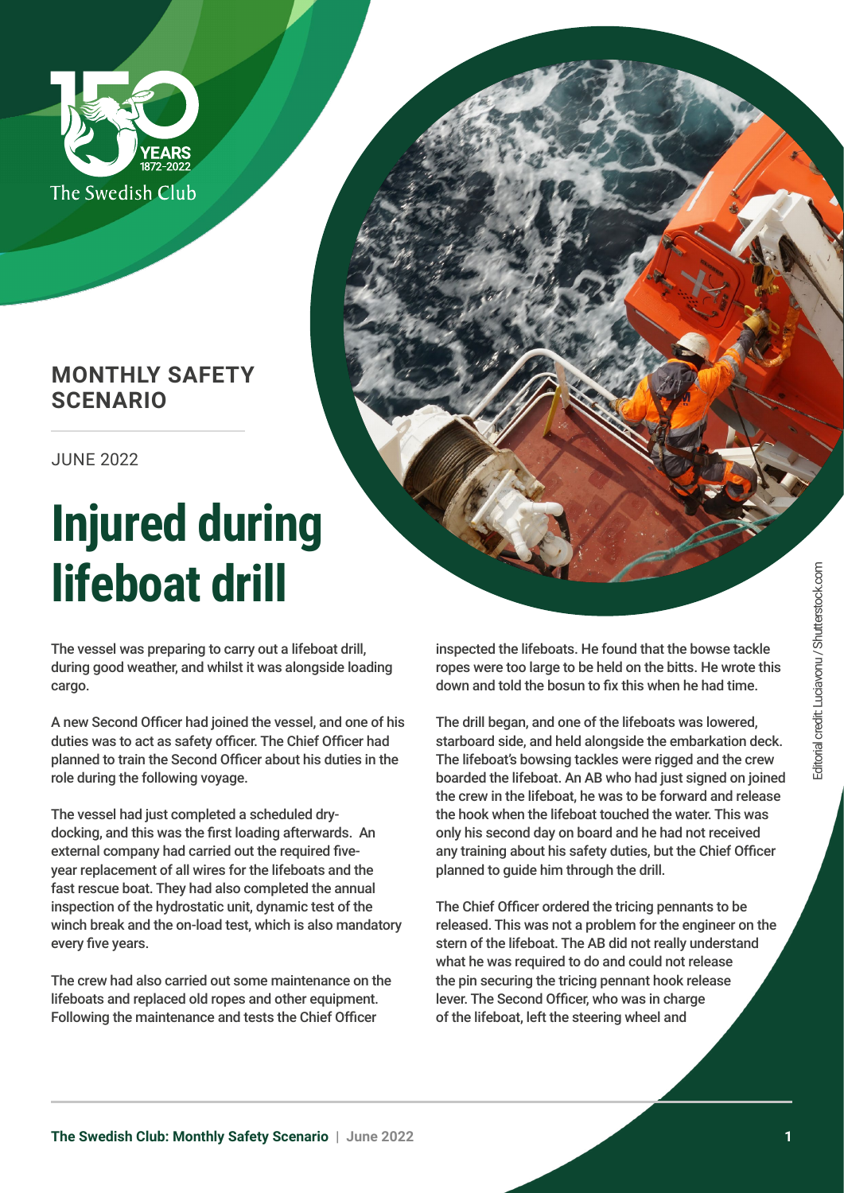The Swedish Club

**MONTHLY SAFETY SCENARIO**

JUNE 2022

# Injured during lifeboat drill

The vessel was preparing to carry out a lifeboat drill, during good weather, and whilst it was alongside loading cargo.

A new Second Officer had joined the vessel, and one of his duties was to act as safety officer. The Chief Officer had planned to train the Second Officer about his duties in the role during the following voyage.

The vessel had just completed a scheduled dry-docking, and this was the first loading afterwards. An external company had carried out the required five-year replacement of all wires for the lifeboats and the fast rescue boat. They had also completed the annual inspection of the hydrostatic unit, dynamic test of the winch break and the on-load test, which is also mandatory every five years.

The crew had also carried out some maintenance on the lifeboats and replaced old ropes and other equipment. Following the maintenance and tests the Chief Officer inspected the lifeboats. He found that the bowse tackle ropes were too large to be held on the bitts. He wrote this down and told the bosun to fix this when he had time.

The drill began, and one of the lifeboats was lowered, starboard side, and held alongside the embarkation deck. The lifeboat's bowsing tackles were rigged and the crew boarded the lifeboat. An AB who had just signed on joined the crew in the lifeboat, he was to be forward and release the hook when the lifeboat touched the water. This was only his second day on board and he had not received any training about his safety duties, but the Chief Officer planned to guide him through the drill.

The Chief Officer ordered the tricing pennants to be released. This was not a problem for the engineer on the stern of the lifeboat. The AB did not really understand what he was required to do and could not release the pin securing the tricing pennant hook release lever. The Second Officer, who was in charge of the lifeboat, left the steering wheel and

Editorial credit: Luciavonu / Shutterstock.com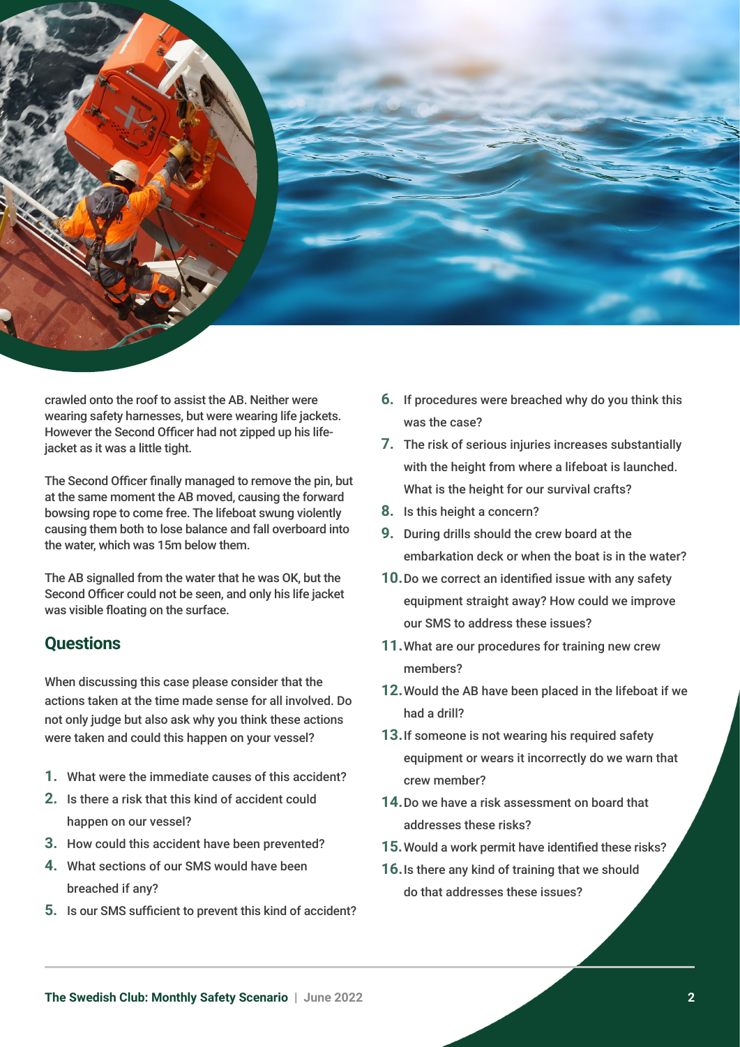crawled onto the roof to assist the AB. Neither were wearing safety harnesses, but were wearing life jackets. However the Second Officer had not zipped up his life-jacket as it was a little tight.

The Second Officer finally managed to remove the pin, but at the same moment the AB moved, causing the forward bowsing rope to come free. The lifeboat swung violently causing them both to lose balance and fall overboard into the water, which was 15m below them.

The AB signalled from the water that he was OK, but the Second Officer could not be seen, and only his life jacket was visible floating on the surface.

## Questions

When discussing this case please consider that the actions taken at the time made sense for all involved. Do not only judge but also ask why you think these actions were taken and could this happen on your vessel?

1. What were the immediate causes of this accident?
2. Is there a risk that this kind of accident could happen on our vessel?
3. How could this accident have been prevented?
4. What sections of our SMS would have been breached if any?
5. Is our SMS sufficient to prevent this kind of accident?
6. If procedures were breached why do you think this was the case?
7. The risk of serious injuries increases substantially with the height from where a lifeboat is launched. What is the height for our survival crafts?
8. Is this height a concern?
9. During drills should the crew board at the embarkation deck or when the boat is in the water?
10. Do we correct an identified issue with any safety equipment straight away? How could we improve our SMS to address these issues?
11. What are our procedures for training new crew members?
12. Would the AB have been placed in the lifeboat if we had a drill?
13. If someone is not wearing his required safety equipment or wears it incorrectly do we warn that crew member?
14. Do we have a risk assessment on board that addresses these risks?
15. Would a work permit have identified these risks?
16. Is there any kind of training that we should do that addresses these issues?